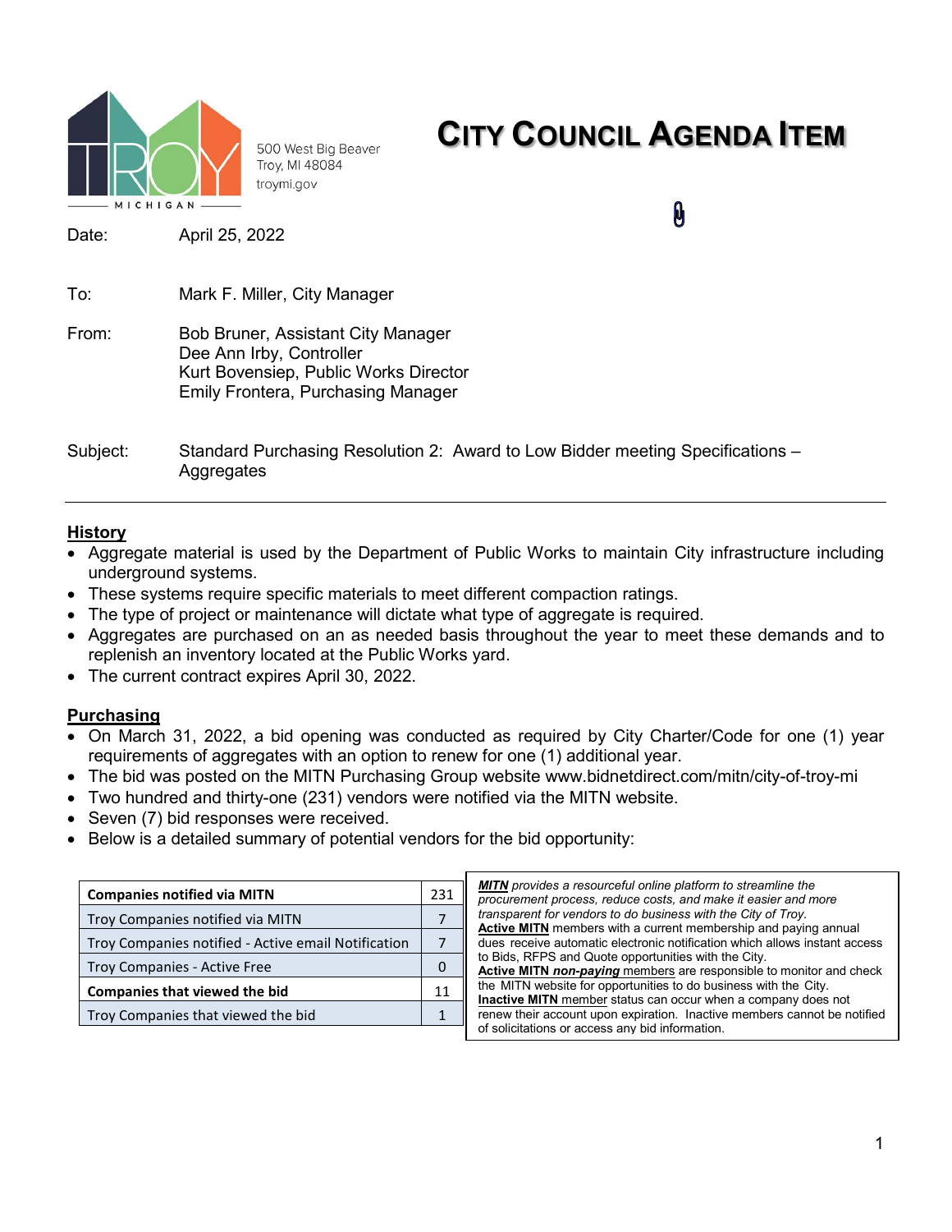500 West Big Beaver
Troy, MI 48084
troymi.gov

# CITY COUNCIL AGENDA ITEM

Date: April 25, 2022

To: Mark F. Miller, City Manager

From: Bob Bruner, Assistant City Manager
Dee Ann Irby, Controller
Kurt Bovensiep, Public Works Director
Emily Frontera, Purchasing Manager

Subject: Standard Purchasing Resolution 2: Award to Low Bidder meeting Specifications – Aggregates

---

## History

- Aggregate material is used by the Department of Public Works to maintain City infrastructure including underground systems.
- These systems require specific materials to meet different compaction ratings.
- The type of project or maintenance will dictate what type of aggregate is required.
- Aggregates are purchased on an as needed basis throughout the year to meet these demands and to replenish an inventory located at the Public Works yard.
- The current contract expires April 30, 2022.

## Purchasing

- On March 31, 2022, a bid opening was conducted as required by City Charter/Code for one (1) year requirements of aggregates with an option to renew for one (1) additional year.
- The bid was posted on the MITN Purchasing Group website www.bidnetdirect.com/mitn/city-of-troy-mi
- Two hundred and thirty-one (231) vendors were notified via the MITN website.
- Seven (7) bid responses were received.
- Below is a detailed summary of potential vendors for the bid opportunity:

| **Companies notified via MITN** | 231 |
|---|---|
| Troy Companies notified via MITN | 7 |
| Troy Companies notified - Active email Notification | 7 |
| Troy Companies - Active Free | 0 |
| **Companies that viewed the bid** | 11 |
| Troy Companies that viewed the bid | 1 |

***MITN*** *provides a resourceful online platform to streamline the procurement process, reduce costs, and make it easier and more transparent for vendors to do business with the City of Troy.*
**Active MITN** members with a current membership and paying annual dues receive automatic electronic notification which allows instant access to Bids, RFPS and Quote opportunities with the City.
**Active MITN *non-paying*** members are responsible to monitor and check the MITN website for opportunities to do business with the City.
**Inactive MITN** member status can occur when a company does not renew their account upon expiration. Inactive members cannot be notified of solicitations or access any bid information.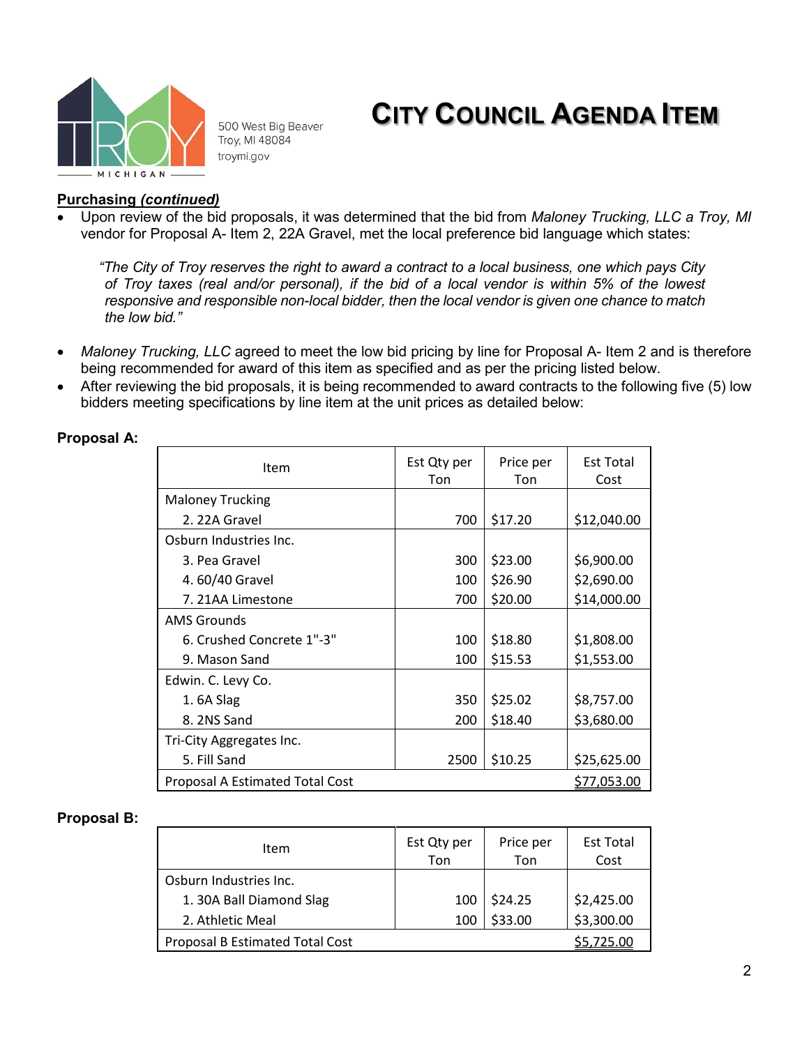**CITY COUNCIL AGENDA ITEM**

500 West Big Beaver
Troy, MI 48084
troymi.gov

**Purchasing *(continued)***

- Upon review of the bid proposals, it was determined that the bid from *Maloney Trucking, LLC a Troy, MI* vendor for Proposal A- Item 2, 22A Gravel, met the local preference bid language which states:

  *"The City of Troy reserves the right to award a contract to a local business, one which pays City of Troy taxes (real and/or personal), if the bid of a local vendor is within 5% of the lowest responsive and responsible non-local bidder, then the local vendor is given one chance to match the low bid."*

- *Maloney Trucking, LLC* agreed to meet the low bid pricing by line for Proposal A- Item 2 and is therefore being recommended for award of this item as specified and as per the pricing listed below.
- After reviewing the bid proposals, it is being recommended to award contracts to the following five (5) low bidders meeting specifications by line item at the unit prices as detailed below:

**Proposal A:**

| Item | Est Qty per Ton | Price per Ton | Est Total Cost |
|---|---|---|---|
| Maloney Trucking | | | |
| 2. 22A Gravel | 700 | $17.20 | $12,040.00 |
| Osburn Industries Inc. | | | |
| 3. Pea Gravel | 300 | $23.00 | $6,900.00 |
| 4. 60/40 Gravel | 100 | $26.90 | $2,690.00 |
| 7. 21AA Limestone | 700 | $20.00 | $14,000.00 |
| AMS Grounds | | | |
| 6. Crushed Concrete 1"-3" | 100 | $18.80 | $1,808.00 |
| 9. Mason Sand | 100 | $15.53 | $1,553.00 |
| Edwin. C. Levy Co. | | | |
| 1. 6A Slag | 350 | $25.02 | $8,757.00 |
| 8. 2NS Sand | 200 | $18.40 | $3,680.00 |
| Tri-City Aggregates Inc. | | | |
| 5. Fill Sand | 2500 | $10.25 | $25,625.00 |
| Proposal A Estimated Total Cost | | | $77,053.00 |

**Proposal B:**

| Item | Est Qty per Ton | Price per Ton | Est Total Cost |
|---|---|---|---|
| Osburn Industries Inc. | | | |
| 1. 30A Ball Diamond Slag | 100 | $24.25 | $2,425.00 |
| 2. Athletic Meal | 100 | $33.00 | $3,300.00 |
| Proposal B Estimated Total Cost | | | $5,725.00 |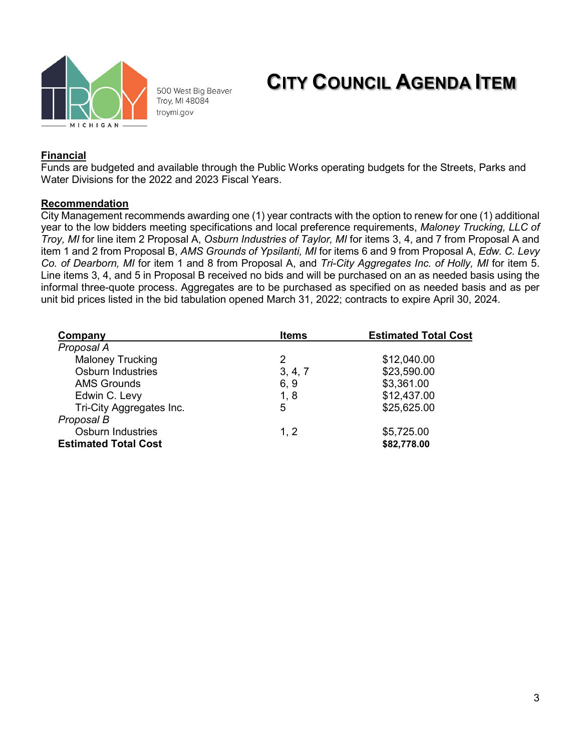# CITY COUNCIL AGENDA ITEM

500 West Big Beaver
Troy, MI 48084
troymi.gov

**Financial**
Funds are budgeted and available through the Public Works operating budgets for the Streets, Parks and Water Divisions for the 2022 and 2023 Fiscal Years.

**Recommendation**
City Management recommends awarding one (1) year contracts with the option to renew for one (1) additional year to the low bidders meeting specifications and local preference requirements, *Maloney Trucking, LLC of Troy, MI* for line item 2 Proposal A, *Osburn Industries of Taylor, MI* for items 3, 4, and 7 from Proposal A and item 1 and 2 from Proposal B, *AMS Grounds of Ypsilanti, MI* for items 6 and 9 from Proposal A, *Edw. C. Levy Co. of Dearborn, MI* for item 1 and 8 from Proposal A, and *Tri-City Aggregates Inc. of Holly, MI* for item 5. Line items 3, 4, and 5 in Proposal B received no bids and will be purchased on an as needed basis using the informal three-quote process. Aggregates are to be purchased as specified on as needed basis and as per unit bid prices listed in the bid tabulation opened March 31, 2022; contracts to expire April 30, 2024.

| Company | Items | Estimated Total Cost |
|---|---|---|
| *Proposal A* | | |
| Maloney Trucking | 2 | $12,040.00 |
| Osburn Industries | 3, 4, 7 | $23,590.00 |
| AMS Grounds | 6, 9 | $3,361.00 |
| Edwin C. Levy | 1, 8 | $12,437.00 |
| Tri-City Aggregates Inc. | 5 | $25,625.00 |
| *Proposal B* | | |
| Osburn Industries | 1, 2 | $5,725.00 |
| **Estimated Total Cost** | | **$82,778.00** |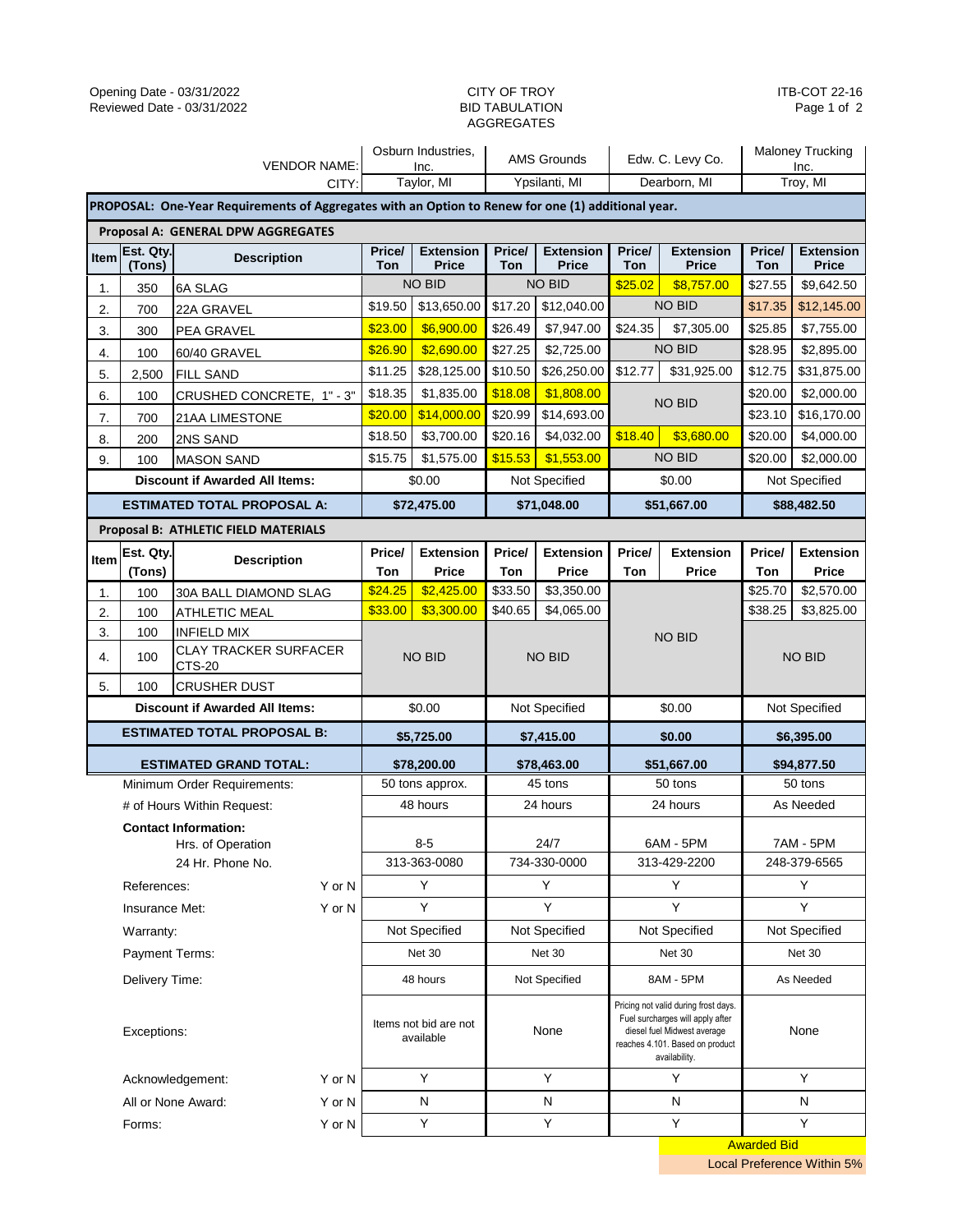Opening Date - 03/31/2022
Reviewed Date - 03/31/2022

CITY OF TROY
BID TABULATION
AGGREGATES

ITB-COT 22-16

| | | VENDOR NAME: | Osburn Industries, Inc. | | AMS Grounds | | Edw. C. Levy Co. | | Maloney Trucking Inc. | |
|---|---|---|---|---|---|---|---|---|---|---|
| | | CITY: | Taylor, MI | | Ypsilanti, MI | | Dearborn, MI | | Troy, MI | |
| **PROPOSAL: One-Year Requirements of Aggregates with an Option to Renew for one (1) additional year.** | | | | | | | | | | |
| **Proposal A: GENERAL DPW AGGREGATES** | | | | | | | | | | |
| **Item** | **Est. Qty. (Tons)** | **Description** | **Price/ Ton** | **Extension Price** | **Price/ Ton** | **Extension Price** | **Price/ Ton** | **Extension Price** | **Price/ Ton** | **Extension Price** |
| 1. | 350 | 6A SLAG | NO BID | | NO BID | | $25.02 | $8,757.00 | $27.55 | $9,642.50 |
| 2. | 700 | 22A GRAVEL | $19.50 | $13,650.00 | $17.20 | $12,040.00 | NO BID | | $17.35 | $12,145.00 |
| 3. | 300 | PEA GRAVEL | $23.00 | $6,900.00 | $26.49 | $7,947.00 | $24.35 | $7,305.00 | $25.85 | $7,755.00 |
| 4. | 100 | 60/40 GRAVEL | $26.90 | $2,690.00 | $27.25 | $2,725.00 | NO BID | | $28.95 | $2,895.00 |
| 5. | 2,500 | FILL SAND | $11.25 | $28,125.00 | $10.50 | $26,250.00 | $12.77 | $31,925.00 | $12.75 | $31,875.00 |
| 6. | 100 | CRUSHED CONCRETE, 1" - 3" | $18.35 | $1,835.00 | $18.08 | $1,808.00 | NO BID | | $20.00 | $2,000.00 |
| 7. | 700 | 21AA LIMESTONE | $20.00 | $14,000.00 | $20.99 | $14,693.00 | | | $23.10 | $16,170.00 |
| 8. | 200 | 2NS SAND | $18.50 | $3,700.00 | $20.16 | $4,032.00 | $18.40 | $3,680.00 | $20.00 | $4,000.00 |
| 9. | 100 | MASON SAND | $15.75 | $1,575.00 | $15.53 | $1,553.00 | NO BID | | $20.00 | $2,000.00 |
| **Discount if Awarded All Items:** | | | $0.00 | | Not Specified | | $0.00 | | Not Specified | |
| **ESTIMATED TOTAL PROPOSAL A:** | | | **$72,475.00** | | **$71,048.00** | | **$51,667.00** | | **$88,482.50** | |
| **Proposal B: ATHLETIC FIELD MATERIALS** | | | | | | | | | | |
| **Item** | **Est. Qty. (Tons)** | **Description** | **Price/ Ton** | **Extension Price** | **Price/ Ton** | **Extension Price** | **Price/ Ton** | **Extension Price** | **Price/ Ton** | **Extension Price** |
| 1. | 100 | 30A BALL DIAMOND SLAG | $24.25 | $2,425.00 | $33.50 | $3,350.00 | NO BID | | $25.70 | $2,570.00 |
| 2. | 100 | ATHLETIC MEAL | $33.00 | $3,300.00 | $40.65 | $4,065.00 | | | $38.25 | $3,825.00 |
| 3. | 100 | INFIELD MIX | NO BID | | NO BID | | | | NO BID | |
| 4. | 100 | CLAY TRACKER SURFACER CTS-20 | | | | | | | | |
| 5. | 100 | CRUSHER DUST | | | | | | | | |
| **Discount if Awarded All Items:** | | | $0.00 | | Not Specified | | $0.00 | | Not Specified | |
| **ESTIMATED TOTAL PROPOSAL B:** | | | **$5,725.00** | | **$7,415.00** | | **$0.00** | | **$6,395.00** | |
| **ESTIMATED GRAND TOTAL:** | | | **$78,200.00** | | **$78,463.00** | | **$51,667.00** | | **$94,877.50** | |
| Minimum Order Requirements: | | | 50 tons approx. | | 45 tons | | 50 tons | | 50 tons | |
| # of Hours Within Request: | | | 48 hours | | 24 hours | | 24 hours | | As Needed | |
| **Contact Information:** Hrs. of Operation | | | 8-5 | | 24/7 | | 6AM - 5PM | | 7AM - 5PM | |
| 24 Hr. Phone No. | | | 313-363-0080 | | 734-330-0000 | | 313-429-2200 | | 248-379-6565 | |
| References: | | Y or N | Y | | Y | | Y | | Y | |
| Insurance Met: | | Y or N | Y | | Y | | Y | | Y | |
| Warranty: | | | Not Specified | | Not Specified | | Not Specified | | Not Specified | |
| Payment Terms: | | | Net 30 | | Net 30 | | Net 30 | | Net 30 | |
| Delivery Time: | | | 48 hours | | Not Specified | | 8AM - 5PM | | As Needed | |
| Exceptions: | | | Items not bid are not available | | None | | Pricing not valid during frost days. Fuel surcharges will apply after diesel fuel Midwest average reaches 4.101. Based on product availability. | | None | |
| Acknowledgement: | | Y or N | Y | | Y | | Y | | Y | |
| All or None Award: | | Y or N | N | | N | | N | | N | |
| Forms: | | Y or N | Y | | Y | | Y | | Y | |

Awarded Bid

Local Preference Within 5%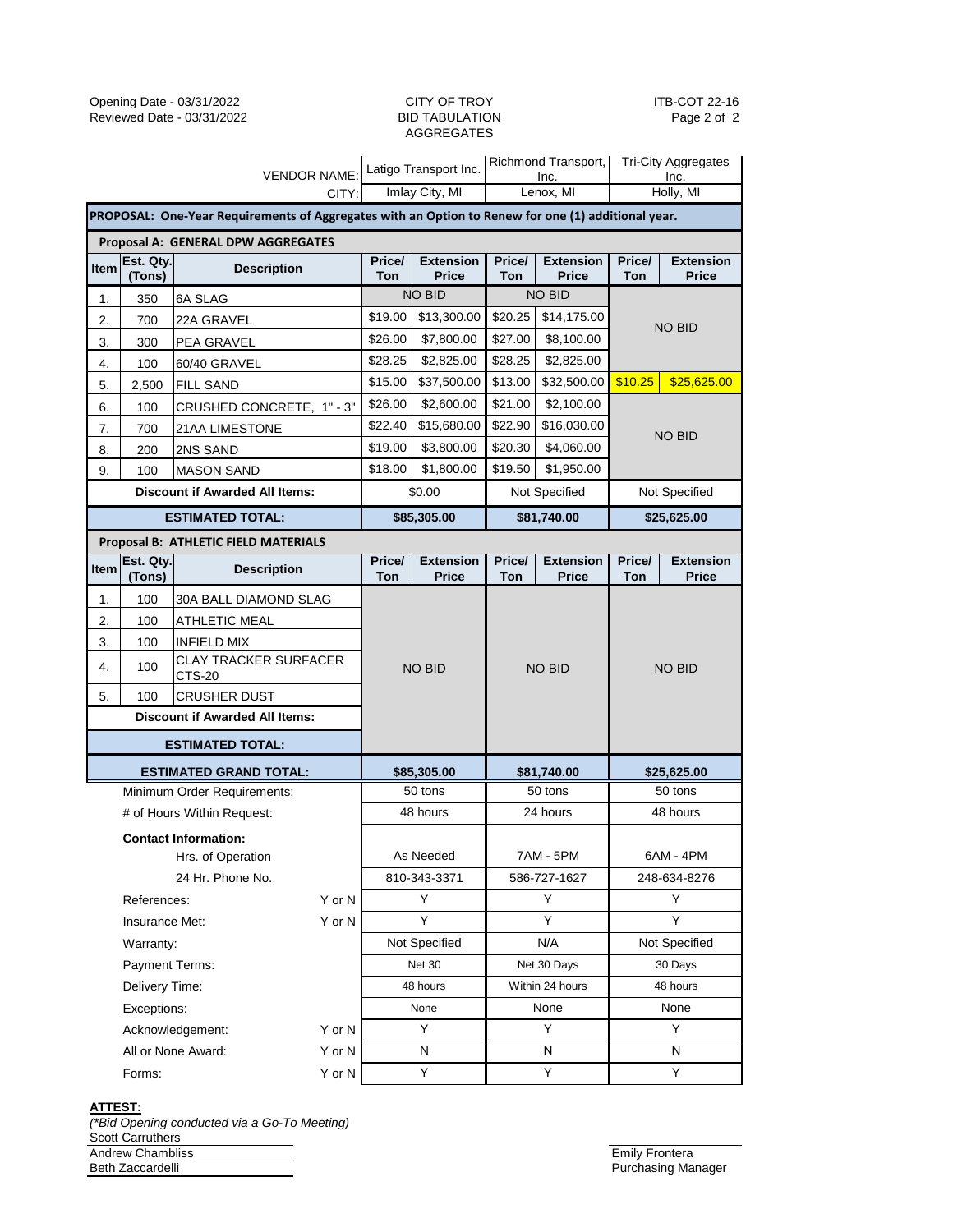Opening Date - 03/31/2022
Reviewed Date - 03/31/2022

CITY OF TROY
BID TABULATION
AGGREGATES

ITB-COT 22-16

| | | | Latigo Transport Inc. | | Richmond Transport, Inc. | | Tri-City Aggregates Inc. | |
|---|---|---|---|---|---|---|---|---|
| | | VENDOR NAME: | Latigo Transport Inc. | | Richmond Transport, Inc. | | Tri-City Aggregates Inc. | |
| | | CITY: | Imlay City, MI | | Lenox, MI | | Holly, MI | |
| **PROPOSAL: One-Year Requirements of Aggregates with an Option to Renew for one (1) additional year.** | | | | | | | | |
| **Proposal A: GENERAL DPW AGGREGATES** | | | | | | | | |
| **Item** | **Est. Qty. (Tons)** | **Description** | **Price/ Ton** | **Extension Price** | **Price/ Ton** | **Extension Price** | **Price/ Ton** | **Extension Price** |
| 1. | 350 | 6A SLAG | NO BID | | NO BID | | NO BID | |
| 2. | 700 | 22A GRAVEL | $19.00 | $13,300.00 | $20.25 | $14,175.00 | | |
| 3. | 300 | PEA GRAVEL | $26.00 | $7,800.00 | $27.00 | $8,100.00 | | |
| 4. | 100 | 60/40 GRAVEL | $28.25 | $2,825.00 | $28.25 | $2,825.00 | | |
| 5. | 2,500 | FILL SAND | $15.00 | $37,500.00 | $13.00 | $32,500.00 | $10.25 | $25,625.00 |
| 6. | 100 | CRUSHED CONCRETE, 1" - 3" | $26.00 | $2,600.00 | $21.00 | $2,100.00 | NO BID | |
| 7. | 700 | 21AA LIMESTONE | $22.40 | $15,680.00 | $22.90 | $16,030.00 | | |
| 8. | 200 | 2NS SAND | $19.00 | $3,800.00 | $20.30 | $4,060.00 | | |
| 9. | 100 | MASON SAND | $18.00 | $1,800.00 | $19.50 | $1,950.00 | | |
| **Discount if Awarded All Items:** | | | $0.00 | | Not Specified | | Not Specified | |
| **ESTIMATED TOTAL:** | | | **$85,305.00** | | **$81,740.00** | | **$25,625.00** | |
| **Proposal B: ATHLETIC FIELD MATERIALS** | | | | | | | | |
| **Item** | **Est. Qty. (Tons)** | **Description** | **Price/ Ton** | **Extension Price** | **Price/ Ton** | **Extension Price** | **Price/ Ton** | **Extension Price** |
| 1. | 100 | 30A BALL DIAMOND SLAG | NO BID | | NO BID | | NO BID | |
| 2. | 100 | ATHLETIC MEAL | | | | | | |
| 3. | 100 | INFIELD MIX | | | | | | |
| 4. | 100 | CLAY TRACKER SURFACER CTS-20 | | | | | | |
| 5. | 100 | CRUSHER DUST | | | | | | |
| **Discount if Awarded All Items:** | | | | | | | | |
| **ESTIMATED TOTAL:** | | | | | | | | |
| **ESTIMATED GRAND TOTAL:** | | | **$85,305.00** | | **$81,740.00** | | **$25,625.00** | |
| Minimum Order Requirements: | | | 50 tons | | 50 tons | | 50 tons | |
| # of Hours Within Request: | | | 48 hours | | 24 hours | | 48 hours | |
| **Contact Information:** Hrs. of Operation | | | As Needed | | 7AM - 5PM | | 6AM - 4PM | |
| 24 Hr. Phone No. | | | 810-343-3371 | | 586-727-1627 | | 248-634-8276 | |
| References: | | Y or N | Y | | Y | | Y | |
| Insurance Met: | | Y or N | Y | | Y | | Y | |
| Warranty: | | | Not Specified | | N/A | | Not Specified | |
| Payment Terms: | | | Net 30 | | Net 30 Days | | 30 Days | |
| Delivery Time: | | | 48 hours | | Within 24 hours | | 48 hours | |
| Exceptions: | | | None | | None | | None | |
| Acknowledgement: | | Y or N | Y | | Y | | Y | |
| All or None Award: | | Y or N | N | | N | | N | |
| Forms: | | Y or N | Y | | Y | | Y | |

**ATTEST:**

*(\*Bid Opening conducted via a Go-To Meeting)*

Scott Carruthers
Andrew Chambliss
Beth Zaccardelli

Emily Frontera
Purchasing Manager